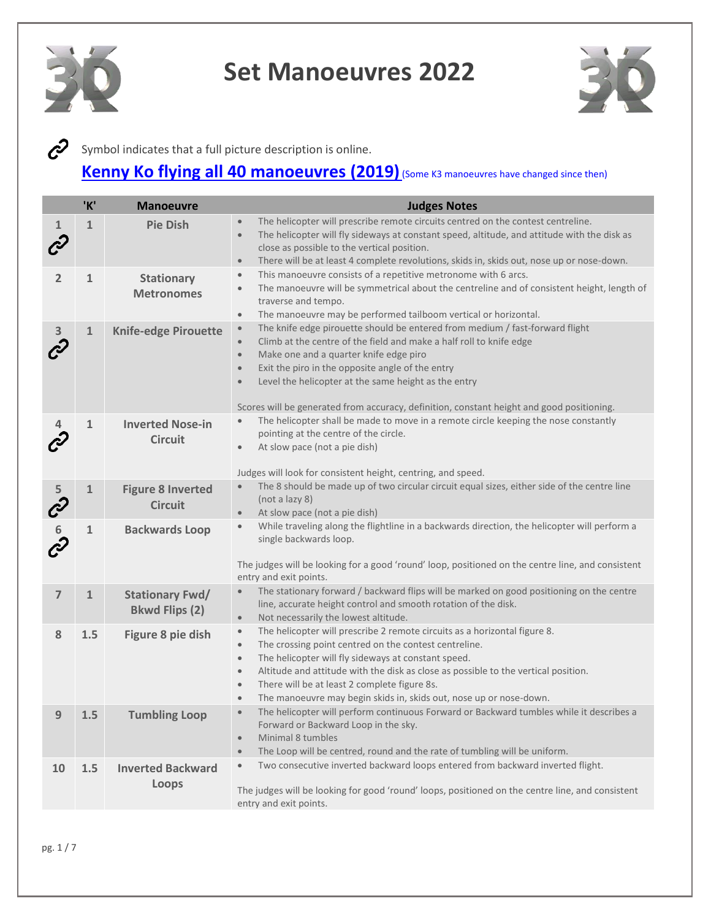# Set Manoeuvres 2022

🔗 Symbol indicates that a full picture description is online.

**Kenny Ko flying all 40 manoeuvres (2019)** (Some K3 manoeuvres have changed since then)

| | 'K' | Manoeuvre | Judges Notes |
|---|---|---|---|
| 1 🔗 | 1 | Pie Dish | • The helicopter will prescribe remote circuits centred on the contest centreline.<br>• The helicopter will fly sideways at constant speed, altitude, and attitude with the disk as close as possible to the vertical position.<br>• There will be at least 4 complete revolutions, skids in, skids out, nose up or nose-down. |
| 2 | 1 | Stationary Metronomes | • This manoeuvre consists of a repetitive metronome with 6 arcs.<br>• The manoeuvre will be symmetrical about the centreline and of consistent height, length of traverse and tempo.<br>• The manoeuvre may be performed tailboom vertical or horizontal. |
| 3 🔗 | 1 | Knife-edge Pirouette | • The knife edge pirouette should be entered from medium / fast-forward flight<br>• Climb at the centre of the field and make a half roll to knife edge<br>• Make one and a quarter knife edge piro<br>• Exit the piro in the opposite angle of the entry<br>• Level the helicopter at the same height as the entry<br><br>Scores will be generated from accuracy, definition, constant height and good positioning. |
| 4 🔗 | 1 | Inverted Nose-in Circuit | • The helicopter shall be made to move in a remote circle keeping the nose constantly pointing at the centre of the circle.<br>• At slow pace (not a pie dish)<br><br>Judges will look for consistent height, centring, and speed. |
| 5 🔗 | 1 | Figure 8 Inverted Circuit | • The 8 should be made up of two circular circuit equal sizes, either side of the centre line (not a lazy 8)<br>• At slow pace (not a pie dish) |
| 6 🔗 | 1 | Backwards Loop | • While traveling along the flightline in a backwards direction, the helicopter will perform a single backwards loop.<br><br>The judges will be looking for a good 'round' loop, positioned on the centre line, and consistent entry and exit points. |
| 7 | 1 | Stationary Fwd/ Bkwd Flips (2) | • The stationary forward / backward flips will be marked on good positioning on the centre line, accurate height control and smooth rotation of the disk.<br>• Not necessarily the lowest altitude. |
| 8 | 1.5 | Figure 8 pie dish | • The helicopter will prescribe 2 remote circuits as a horizontal figure 8.<br>• The crossing point centred on the contest centreline.<br>• The helicopter will fly sideways at constant speed.<br>• Altitude and attitude with the disk as close as possible to the vertical position.<br>• There will be at least 2 complete figure 8s.<br>• The manoeuvre may begin skids in, skids out, nose up or nose-down. |
| 9 | 1.5 | Tumbling Loop | • The helicopter will perform continuous Forward or Backward tumbles while it describes a Forward or Backward Loop in the sky.<br>• Minimal 8 tumbles<br>• The Loop will be centred, round and the rate of tumbling will be uniform. |
| 10 | 1.5 | Inverted Backward Loops | • Two consecutive inverted backward loops entered from backward inverted flight.<br><br>The judges will be looking for good 'round' loops, positioned on the centre line, and consistent entry and exit points. |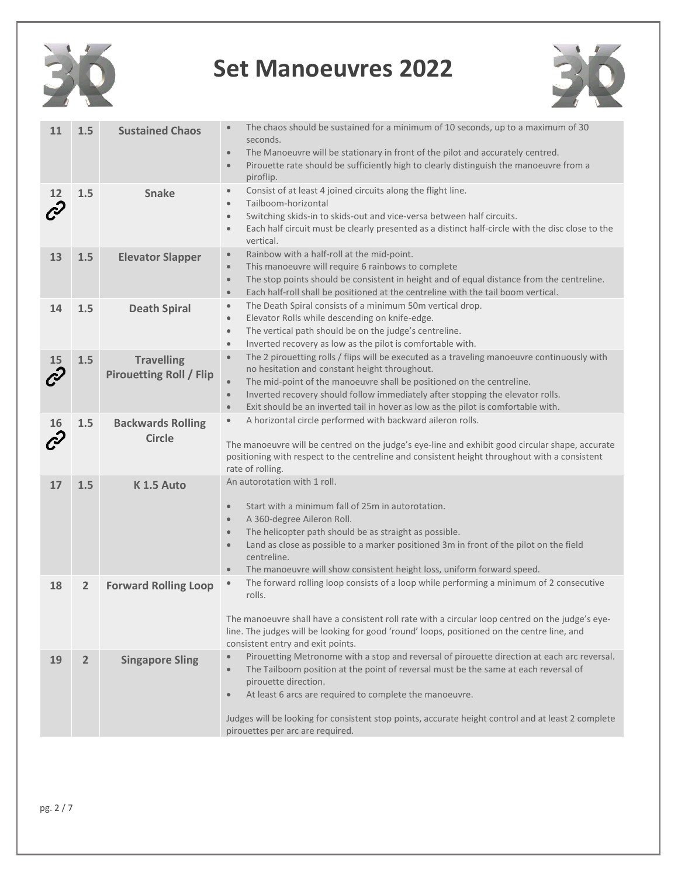# Set Manoeuvres 2022

| | | | |
|---|---|---|---|
| 11 | 1.5 | **Sustained Chaos** | • The chaos should be sustained for a minimum of 10 seconds, up to a maximum of 30 seconds.<br>• The Manoeuvre will be stationary in front of the pilot and accurately centred.<br>• Pirouette rate should be sufficiently high to clearly distinguish the manoeuvre from a piroflip. |
| 12 🔗 | 1.5 | **Snake** | • Consist of at least 4 joined circuits along the flight line.<br>• Tailboom-horizontal<br>• Switching skids-in to skids-out and vice-versa between half circuits.<br>• Each half circuit must be clearly presented as a distinct half-circle with the disc close to the vertical. |
| 13 | 1.5 | **Elevator Slapper** | • Rainbow with a half-roll at the mid-point.<br>• This manoeuvre will require 6 rainbows to complete<br>• The stop points should be consistent in height and of equal distance from the centreline.<br>• Each half-roll shall be positioned at the centreline with the tail boom vertical. |
| 14 | 1.5 | **Death Spiral** | • The Death Spiral consists of a minimum 50m vertical drop.<br>• Elevator Rolls while descending on knife-edge.<br>• The vertical path should be on the judge's centreline.<br>• Inverted recovery as low as the pilot is comfortable with. |
| 15 🔗 | 1.5 | **Travelling Pirouetting Roll / Flip** | • The 2 pirouetting rolls / flips will be executed as a traveling manoeuvre continuously with no hesitation and constant height throughout.<br>• The mid-point of the manoeuvre shall be positioned on the centreline.<br>• Inverted recovery should follow immediately after stopping the elevator rolls.<br>• Exit should be an inverted tail in hover as low as the pilot is comfortable with. |
| 16 🔗 | 1.5 | **Backwards Rolling Circle** | • A horizontal circle performed with backward aileron rolls.<br><br>The manoeuvre will be centred on the judge's eye-line and exhibit good circular shape, accurate positioning with respect to the centreline and consistent height throughout with a consistent rate of rolling. |
| 17 | 1.5 | **K 1.5 Auto** | An autorotation with 1 roll.<br><br>• Start with a minimum fall of 25m in autorotation.<br>• A 360-degree Aileron Roll.<br>• The helicopter path should be as straight as possible.<br>• Land as close as possible to a marker positioned 3m in front of the pilot on the field centreline.<br>• The manoeuvre will show consistent height loss, uniform forward speed. |
| 18 | 2 | **Forward Rolling Loop** | • The forward rolling loop consists of a loop while performing a minimum of 2 consecutive rolls.<br><br>The manoeuvre shall have a consistent roll rate with a circular loop centred on the judge's eye-line. The judges will be looking for good 'round' loops, positioned on the centre line, and consistent entry and exit points. |
| 19 | 2 | **Singapore Sling** | • Pirouetting Metronome with a stop and reversal of pirouette direction at each arc reversal.<br>• The Tailboom position at the point of reversal must be the same at each reversal of pirouette direction.<br>• At least 6 arcs are required to complete the manoeuvre.<br><br>Judges will be looking for consistent stop points, accurate height control and at least 2 complete pirouettes per arc are required. |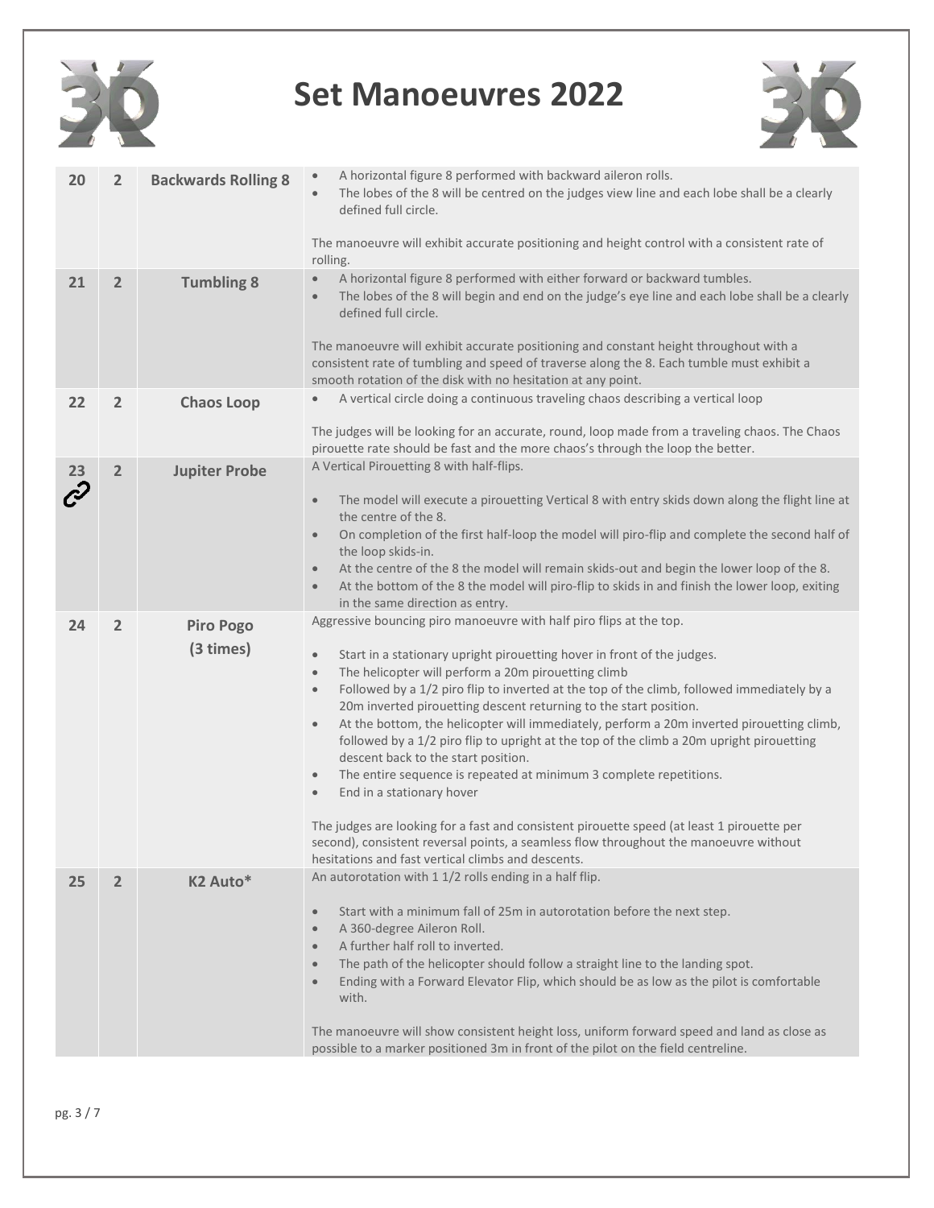# Set Manoeuvres 2022

| | | | |
|---|---|---|---|
| 20 | 2 | **Backwards Rolling 8** | • A horizontal figure 8 performed with backward aileron rolls.<br>• The lobes of the 8 will be centred on the judges view line and each lobe shall be a clearly defined full circle.<br><br>The manoeuvre will exhibit accurate positioning and height control with a consistent rate of rolling. |
| 21 | 2 | **Tumbling 8** | • A horizontal figure 8 performed with either forward or backward tumbles.<br>• The lobes of the 8 will begin and end on the judge's eye line and each lobe shall be a clearly defined full circle.<br><br>The manoeuvre will exhibit accurate positioning and constant height throughout with a consistent rate of tumbling and speed of traverse along the 8. Each tumble must exhibit a smooth rotation of the disk with no hesitation at any point. |
| 22 | 2 | **Chaos Loop** | • A vertical circle doing a continuous traveling chaos describing a vertical loop<br><br>The judges will be looking for an accurate, round, loop made from a traveling chaos. The Chaos pirouette rate should be fast and the more chaos's through the loop the better. |
| 23 | 2 | **Jupiter Probe** | A Vertical Pirouetting 8 with half-flips.<br><br>• The model will execute a pirouetting Vertical 8 with entry skids down along the flight line at the centre of the 8.<br>• On completion of the first half-loop the model will piro-flip and complete the second half of the loop skids-in.<br>• At the centre of the 8 the model will remain skids-out and begin the lower loop of the 8.<br>• At the bottom of the 8 the model will piro-flip to skids in and finish the lower loop, exiting in the same direction as entry. |
| 24 | 2 | **Piro Pogo (3 times)** | Aggressive bouncing piro manoeuvre with half piro flips at the top.<br><br>• Start in a stationary upright pirouetting hover in front of the judges.<br>• The helicopter will perform a 20m pirouetting climb<br>• Followed by a 1/2 piro flip to inverted at the top of the climb, followed immediately by a 20m inverted pirouetting descent returning to the start position.<br>• At the bottom, the helicopter will immediately, perform a 20m inverted pirouetting climb, followed by a 1/2 piro flip to upright at the top of the climb a 20m upright pirouetting descent back to the start position.<br>• The entire sequence is repeated at minimum 3 complete repetitions.<br>• End in a stationary hover<br><br>The judges are looking for a fast and consistent pirouette speed (at least 1 pirouette per second), consistent reversal points, a seamless flow throughout the manoeuvre without hesitations and fast vertical climbs and descents. |
| 25 | 2 | **K2 Auto*** | An autorotation with 1 1/2 rolls ending in a half flip.<br><br>• Start with a minimum fall of 25m in autorotation before the next step.<br>• A 360-degree Aileron Roll.<br>• A further half roll to inverted.<br>• The path of the helicopter should follow a straight line to the landing spot.<br>• Ending with a Forward Elevator Flip, which should be as low as the pilot is comfortable with.<br><br>The manoeuvre will show consistent height loss, uniform forward speed and land as close as possible to a marker positioned 3m in front of the pilot on the field centreline. |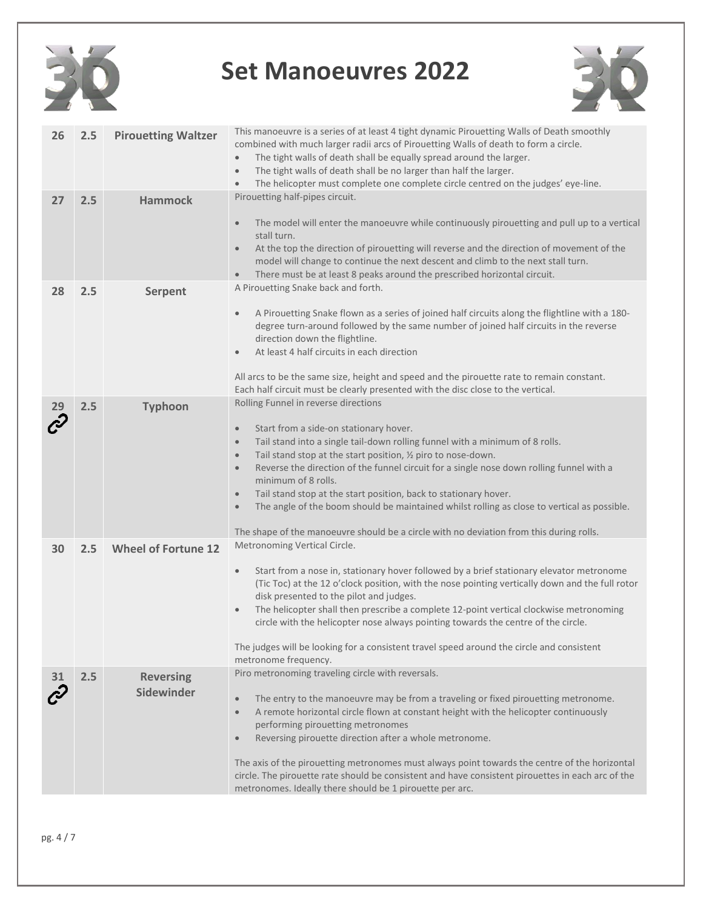# Set Manoeuvres 2022

| | | | |
|---|---|---|---|
| 26 | 2.5 | **Pirouetting Waltzer** | This manoeuvre is a series of at least 4 tight dynamic Pirouetting Walls of Death smoothly combined with much larger radii arcs of Pirouetting Walls of death to form a circle.<br>• The tight walls of death shall be equally spread around the larger.<br>• The tight walls of death shall be no larger than half the larger.<br>• The helicopter must complete one complete circle centred on the judges' eye-line. |
| 27 | 2.5 | **Hammock** | Pirouetting half-pipes circuit.<br><br>• The model will enter the manoeuvre while continuously pirouetting and pull up to a vertical stall turn.<br>• At the top the direction of pirouetting will reverse and the direction of movement of the model will change to continue the next descent and climb to the next stall turn.<br>• There must be at least 8 peaks around the prescribed horizontal circuit. |
| 28 | 2.5 | **Serpent** | A Pirouetting Snake back and forth.<br><br>• A Pirouetting Snake flown as a series of joined half circuits along the flightline with a 180-degree turn-around followed by the same number of joined half circuits in the reverse direction down the flightline.<br>• At least 4 half circuits in each direction<br><br>All arcs to be the same size, height and speed and the pirouette rate to remain constant. Each half circuit must be clearly presented with the disc close to the vertical. |
| 29 🔗 | 2.5 | **Typhoon** | Rolling Funnel in reverse directions<br><br>• Start from a side-on stationary hover.<br>• Tail stand into a single tail-down rolling funnel with a minimum of 8 rolls.<br>• Tail stand stop at the start position, ½ piro to nose-down.<br>• Reverse the direction of the funnel circuit for a single nose down rolling funnel with a minimum of 8 rolls.<br>• Tail stand stop at the start position, back to stationary hover.<br>• The angle of the boom should be maintained whilst rolling as close to vertical as possible.<br><br>The shape of the manoeuvre should be a circle with no deviation from this during rolls. |
| 30 | 2.5 | **Wheel of Fortune 12** | Metronoming Vertical Circle.<br><br>• Start from a nose in, stationary hover followed by a brief stationary elevator metronome (Tic Toc) at the 12 o'clock position, with the nose pointing vertically down and the full rotor disk presented to the pilot and judges.<br>• The helicopter shall then prescribe a complete 12-point vertical clockwise metronoming circle with the helicopter nose always pointing towards the centre of the circle.<br><br>The judges will be looking for a consistent travel speed around the circle and consistent metronome frequency. |
| 31 🔗 | 2.5 | **Reversing Sidewinder** | Piro metronoming traveling circle with reversals.<br><br>• The entry to the manoeuvre may be from a traveling or fixed pirouetting metronome.<br>• A remote horizontal circle flown at constant height with the helicopter continuously performing pirouetting metronomes<br>• Reversing pirouette direction after a whole metronome.<br><br>The axis of the pirouetting metronomes must always point towards the centre of the horizontal circle. The pirouette rate should be consistent and have consistent pirouettes in each arc of the metronomes. Ideally there should be 1 pirouette per arc. |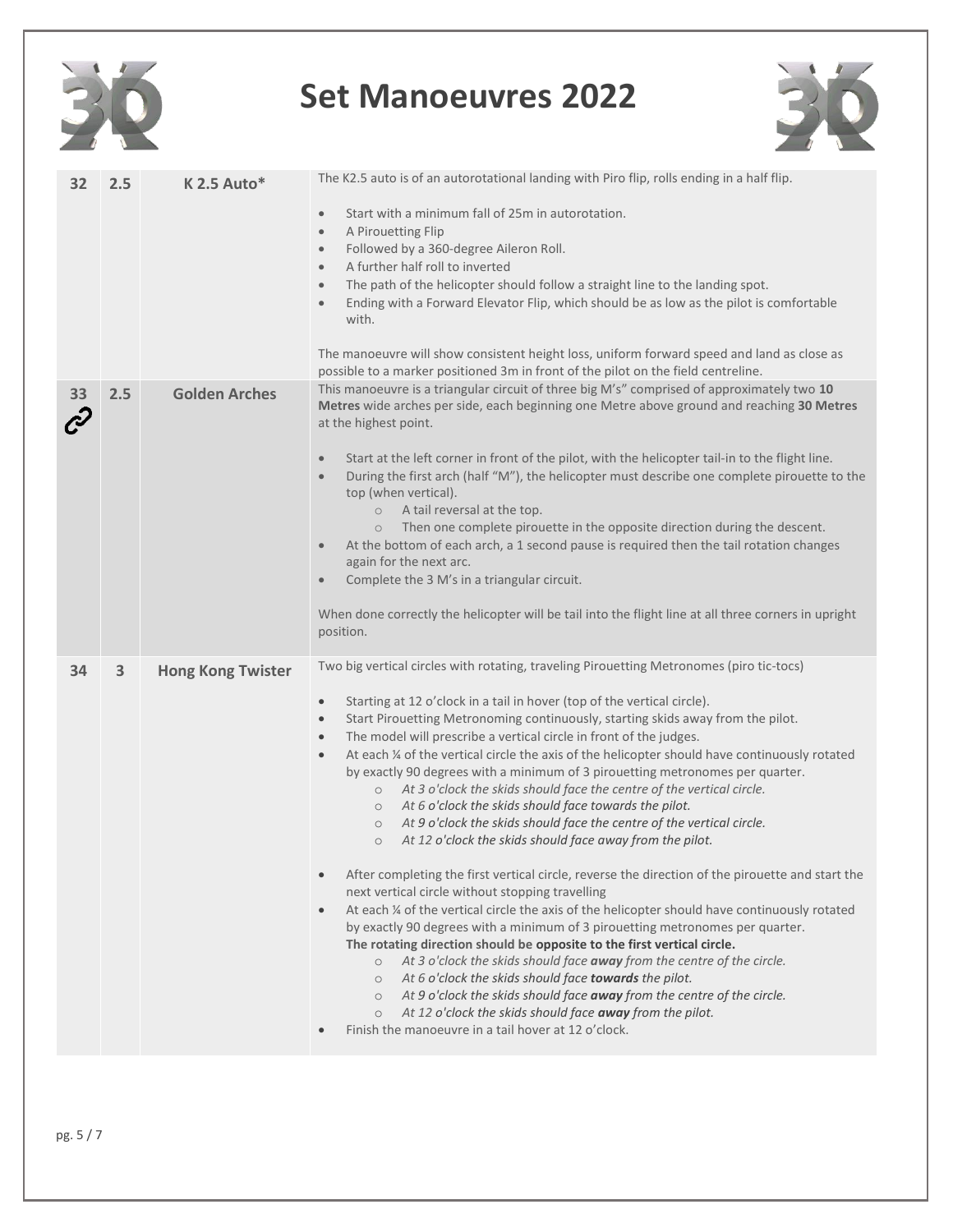# Set Manoeuvres 2022

| No. | K | Manoeuvre | Description |
|---|---|---|---|
| 32 | 2.5 | **K 2.5 Auto*** | The K2.5 auto is of an autorotational landing with Piro flip, rolls ending in a half flip.<br><br>• Start with a minimum fall of 25m in autorotation.<br>• A Pirouetting Flip<br>• Followed by a 360-degree Aileron Roll.<br>• A further half roll to inverted<br>• The path of the helicopter should follow a straight line to the landing spot.<br>• Ending with a Forward Elevator Flip, which should be as low as the pilot is comfortable with.<br><br>The manoeuvre will show consistent height loss, uniform forward speed and land as close as possible to a marker positioned 3m in front of the pilot on the field centreline. |
| 33 🔗 | 2.5 | **Golden Arches** | This manoeuvre is a triangular circuit of three big M's" comprised of approximately two **10 Metres** wide arches per side, each beginning one Metre above ground and reaching **30 Metres** at the highest point.<br><br>• Start at the left corner in front of the pilot, with the helicopter tail-in to the flight line.<br>• During the first arch (half "M"), the helicopter must describe one complete pirouette to the top (when vertical).<br>  ○ A tail reversal at the top.<br>  ○ Then one complete pirouette in the opposite direction during the descent.<br>• At the bottom of each arch, a 1 second pause is required then the tail rotation changes again for the next arc.<br>• Complete the 3 M's in a triangular circuit.<br><br>When done correctly the helicopter will be tail into the flight line at all three corners in upright position. |
| 34 | 3 | **Hong Kong Twister** | Two big vertical circles with rotating, traveling Pirouetting Metronomes (piro tic-tocs)<br><br>• Starting at 12 o'clock in a tail in hover (top of the vertical circle).<br>• Start Pirouetting Metronoming continuously, starting skids away from the pilot.<br>• The model will prescribe a vertical circle in front of the judges.<br>• At each ¼ of the vertical circle the axis of the helicopter should have continuously rotated by exactly 90 degrees with a minimum of 3 pirouetting metronomes per quarter.<br>  ○ *At 3 o'clock the skids should face the centre of the vertical circle.*<br>  ○ *At 6 o'clock the skids should face towards the pilot.*<br>  ○ *At 9 o'clock the skids should face the centre of the vertical circle.*<br>  ○ *At 12 o'clock the skids should face away from the pilot.*<br><br>• After completing the first vertical circle, reverse the direction of the pirouette and start the next vertical circle without stopping travelling<br>• At each ¼ of the vertical circle the axis of the helicopter should have continuously rotated by exactly 90 degrees with a minimum of 3 pirouetting metronomes per quarter. **The rotating direction should be opposite to the first vertical circle.**<br>  ○ *At 3 o'clock the skids should face **away** from the centre of the circle.*<br>  ○ *At 6 o'clock the skids should face **towards** the pilot.*<br>  ○ *At 9 o'clock the skids should face **away** from the centre of the circle.*<br>  ○ *At 12 o'clock the skids should face **away** from the pilot.*<br>• Finish the manoeuvre in a tail hover at 12 o'clock. |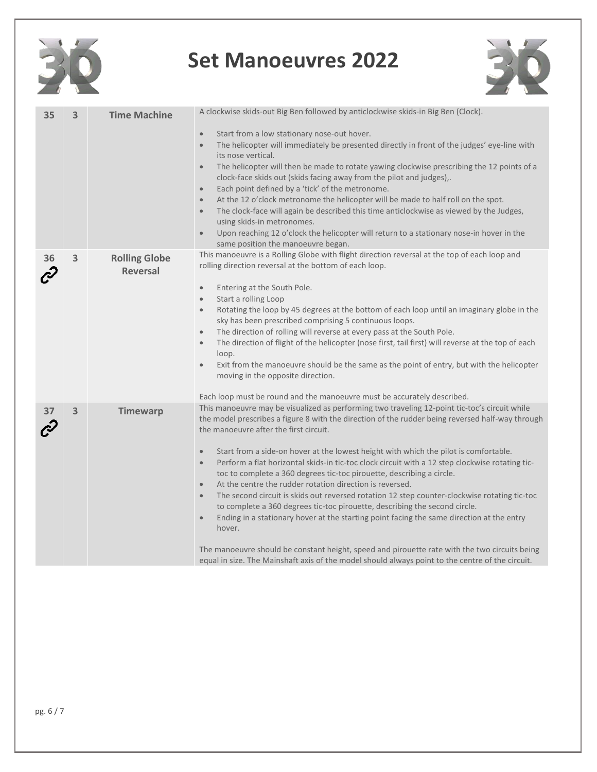# Set Manoeuvres 2022

| | | | |
|---|---|---|---|
| 35 | 3 | **Time Machine** | A clockwise skids-out Big Ben followed by anticlockwise skids-in Big Ben (Clock).<br><br>• Start from a low stationary nose-out hover.<br>• The helicopter will immediately be presented directly in front of the judges' eye-line with its nose vertical.<br>• The helicopter will then be made to rotate yawing clockwise prescribing the 12 points of a clock-face skids out (skids facing away from the pilot and judges),.<br>• Each point defined by a 'tick' of the metronome.<br>• At the 12 o'clock metronome the helicopter will be made to half roll on the spot.<br>• The clock-face will again be described this time anticlockwise as viewed by the Judges, using skids-in metronomes.<br>• Upon reaching 12 o'clock the helicopter will return to a stationary nose-in hover in the same position the manoeuvre began. |
| 36 | 3 | **Rolling Globe Reversal** | This manoeuvre is a Rolling Globe with flight direction reversal at the top of each loop and rolling direction reversal at the bottom of each loop.<br><br>• Entering at the South Pole.<br>• Start a rolling Loop<br>• Rotating the loop by 45 degrees at the bottom of each loop until an imaginary globe in the sky has been prescribed comprising 5 continuous loops.<br>• The direction of rolling will reverse at every pass at the South Pole.<br>• The direction of flight of the helicopter (nose first, tail first) will reverse at the top of each loop.<br>• Exit from the manoeuvre should be the same as the point of entry, but with the helicopter moving in the opposite direction.<br><br>Each loop must be round and the manoeuvre must be accurately described. |
| 37 | 3 | **Timewarp** | This manoeuvre may be visualized as performing two traveling 12-point tic-toc's circuit while the model prescribes a figure 8 with the direction of the rudder being reversed half-way through the manoeuvre after the first circuit.<br><br>• Start from a side-on hover at the lowest height with which the pilot is comfortable.<br>• Perform a flat horizontal skids-in tic-toc clock circuit with a 12 step clockwise rotating tic-toc to complete a 360 degrees tic-toc pirouette, describing a circle.<br>• At the centre the rudder rotation direction is reversed.<br>• The second circuit is skids out reversed rotation 12 step counter-clockwise rotating tic-toc to complete a 360 degrees tic-toc pirouette, describing the second circle.<br>• Ending in a stationary hover at the starting point facing the same direction at the entry hover.<br><br>The manoeuvre should be constant height, speed and pirouette rate with the two circuits being equal in size. The Mainshaft axis of the model should always point to the centre of the circuit. |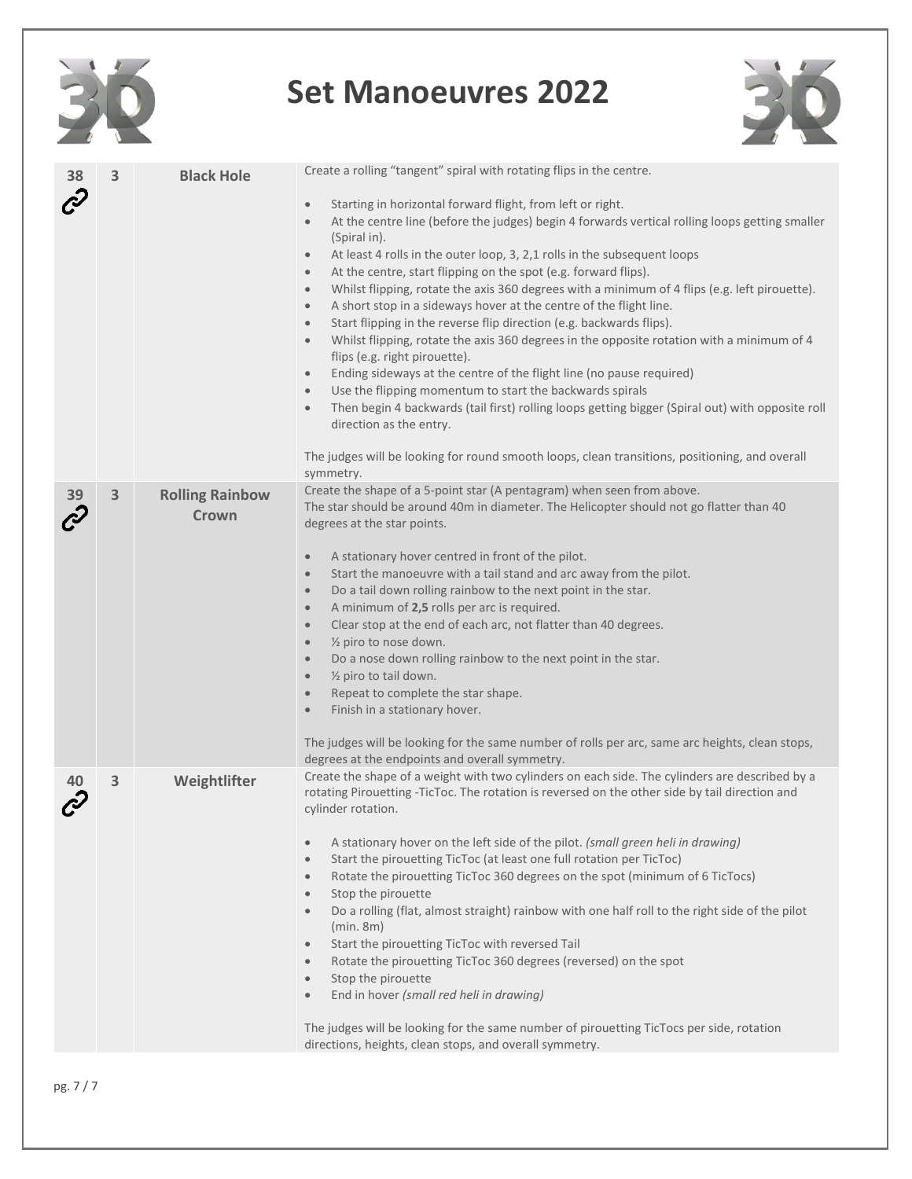# Set Manoeuvres 2022

| | | | |
|---|---|---|---|
| 38 🔗 | 3 | **Black Hole** | Create a rolling "tangent" spiral with rotating flips in the centre.<br><br>• Starting in horizontal forward flight, from left or right.<br>• At the centre line (before the judges) begin 4 forwards vertical rolling loops getting smaller (Spiral in).<br>• At least 4 rolls in the outer loop, 3, 2,1 rolls in the subsequent loops<br>• At the centre, start flipping on the spot (e.g. forward flips).<br>• Whilst flipping, rotate the axis 360 degrees with a minimum of 4 flips (e.g. left pirouette).<br>• A short stop in a sideways hover at the centre of the flight line.<br>• Start flipping in the reverse flip direction (e.g. backwards flips).<br>• Whilst flipping, rotate the axis 360 degrees in the opposite rotation with a minimum of 4 flips (e.g. right pirouette).<br>• Ending sideways at the centre of the flight line (no pause required)<br>• Use the flipping momentum to start the backwards spirals<br>• Then begin 4 backwards (tail first) rolling loops getting bigger (Spiral out) with opposite roll direction as the entry.<br><br>The judges will be looking for round smooth loops, clean transitions, positioning, and overall symmetry. |
| 39 🔗 | 3 | **Rolling Rainbow Crown** | Create the shape of a 5-point star (A pentagram) when seen from above.<br>The star should be around 40m in diameter. The Helicopter should not go flatter than 40 degrees at the star points.<br><br>• A stationary hover centred in front of the pilot.<br>• Start the manoeuvre with a tail stand and arc away from the pilot.<br>• Do a tail down rolling rainbow to the next point in the star.<br>• A minimum of **2,5** rolls per arc is required.<br>• Clear stop at the end of each arc, not flatter than 40 degrees.<br>• ½ piro to nose down.<br>• Do a nose down rolling rainbow to the next point in the star.<br>• ½ piro to tail down.<br>• Repeat to complete the star shape.<br>• Finish in a stationary hover.<br><br>The judges will be looking for the same number of rolls per arc, same arc heights, clean stops, degrees at the endpoints and overall symmetry. |
| 40 🔗 | 3 | **Weightlifter** | Create the shape of a weight with two cylinders on each side. The cylinders are described by a rotating Pirouetting -TicToc. The rotation is reversed on the other side by tail direction and cylinder rotation.<br><br>• A stationary hover on the left side of the pilot. *(small green heli in drawing)*<br>• Start the pirouetting TicToc (at least one full rotation per TicToc)<br>• Rotate the pirouetting TicToc 360 degrees on the spot (minimum of 6 TicTocs)<br>• Stop the pirouette<br>• Do a rolling (flat, almost straight) rainbow with one half roll to the right side of the pilot (min. 8m)<br>• Start the pirouetting TicToc with reversed Tail<br>• Rotate the pirouetting TicToc 360 degrees (reversed) on the spot<br>• Stop the pirouette<br>• End in hover *(small red heli in drawing)*<br><br>The judges will be looking for the same number of pirouetting TicTocs per side, rotation directions, heights, clean stops, and overall symmetry. |